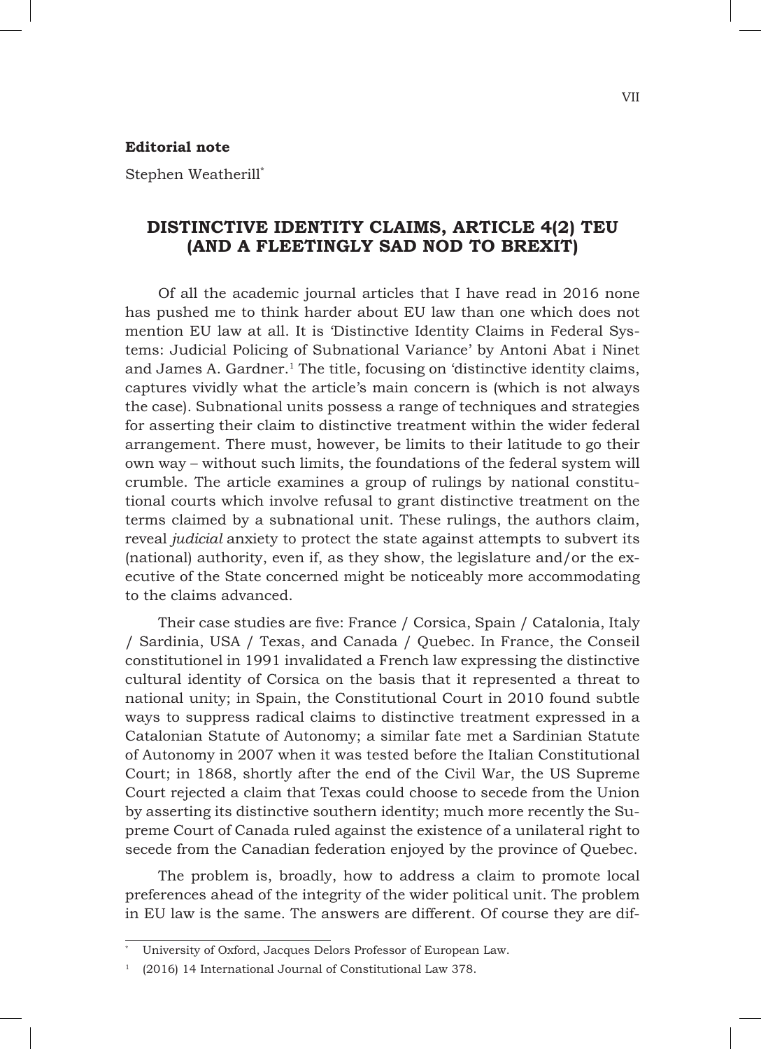**Editorial note**

Stephen Weatherill[*]

# DISTINCTIVE IDENTITY CLAIMS, ARTICLE 4(2) TEU (AND A FLEETINGLY SAD NOD TO BREXIT)

Of all the academic journal articles that I have read in 2016 none has pushed me to think harder about EU law than one which does not mention EU law at all. It is 'Distinctive Identity Claims in Federal Systems: Judicial Policing of Subnational Variance' by Antoni Abat i Ninet and James A. Gardner.[1] The title, focusing on 'distinctive identity claims, captures vividly what the article's main concern is (which is not always the case). Subnational units possess a range of techniques and strategies for asserting their claim to distinctive treatment within the wider federal arrangement. There must, however, be limits to their latitude to go their own way – without such limits, the foundations of the federal system will crumble. The article examines a group of rulings by national constitutional courts which involve refusal to grant distinctive treatment on the terms claimed by a subnational unit. These rulings, the authors claim, reveal *judicial* anxiety to protect the state against attempts to subvert its (national) authority, even if, as they show, the legislature and/or the executive of the State concerned might be noticeably more accommodating to the claims advanced.

Their case studies are five: France / Corsica, Spain / Catalonia, Italy / Sardinia, USA / Texas, and Canada / Quebec. In France, the Conseil constitutionel in 1991 invalidated a French law expressing the distinctive cultural identity of Corsica on the basis that it represented a threat to national unity; in Spain, the Constitutional Court in 2010 found subtle ways to suppress radical claims to distinctive treatment expressed in a Catalonian Statute of Autonomy; a similar fate met a Sardinian Statute of Autonomy in 2007 when it was tested before the Italian Constitutional Court; in 1868, shortly after the end of the Civil War, the US Supreme Court rejected a claim that Texas could choose to secede from the Union by asserting its distinctive southern identity; much more recently the Supreme Court of Canada ruled against the existence of a unilateral right to secede from the Canadian federation enjoyed by the province of Quebec.

The problem is, broadly, how to address a claim to promote local preferences ahead of the integrity of the wider political unit. The problem in EU law is the same. The answers are different. Of course they are dif-

---

[*] University of Oxford, Jacques Delors Professor of European Law.

[1] (2016) 14 International Journal of Constitutional Law 378.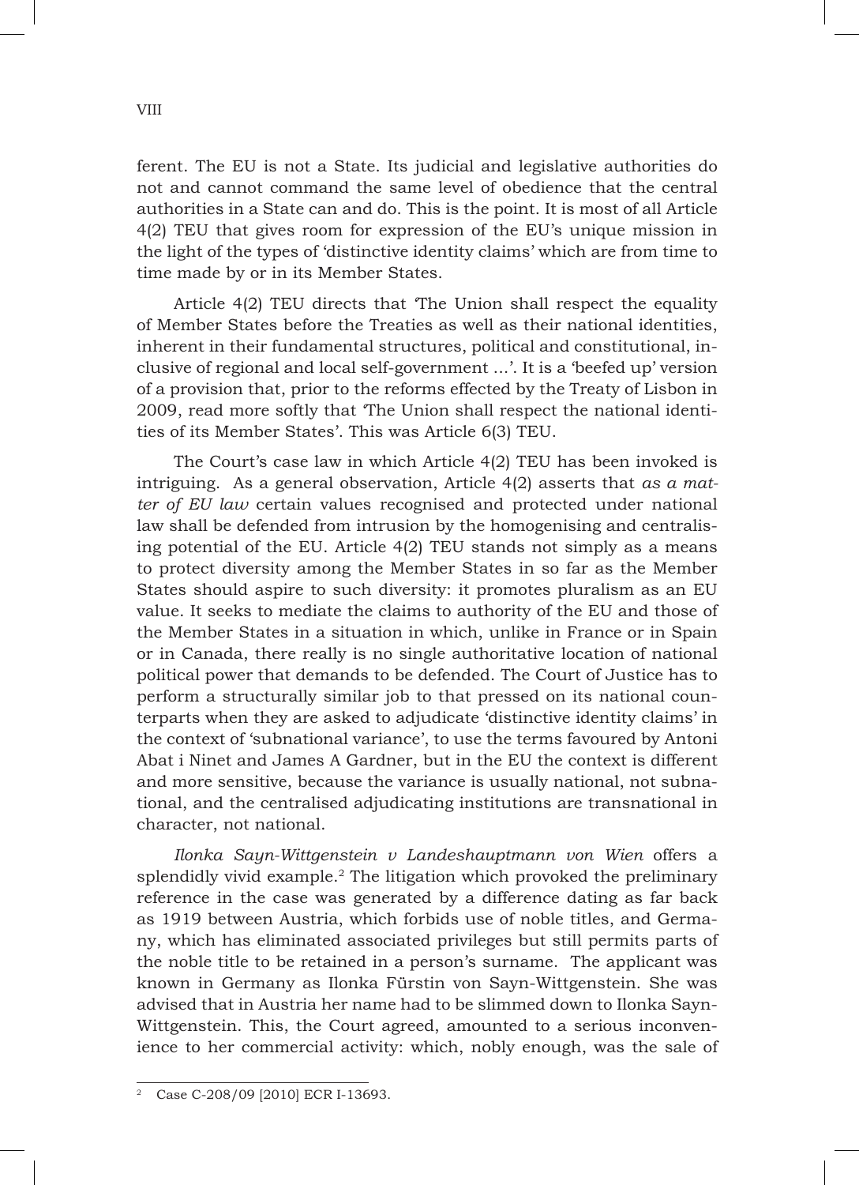ferent. The EU is not a State. Its judicial and legislative authorities do not and cannot command the same level of obedience that the central authorities in a State can and do. This is the point. It is most of all Article 4(2) TEU that gives room for expression of the EU's unique mission in the light of the types of 'distinctive identity claims' which are from time to time made by or in its Member States.

Article 4(2) TEU directs that 'The Union shall respect the equality of Member States before the Treaties as well as their national identities, inherent in their fundamental structures, political and constitutional, inclusive of regional and local self-government ...'. It is a 'beefed up' version of a provision that, prior to the reforms effected by the Treaty of Lisbon in 2009, read more softly that 'The Union shall respect the national identities of its Member States'. This was Article 6(3) TEU.

The Court's case law in which Article 4(2) TEU has been invoked is intriguing. As a general observation, Article 4(2) asserts that *as a matter of EU law* certain values recognised and protected under national law shall be defended from intrusion by the homogenising and centralising potential of the EU. Article 4(2) TEU stands not simply as a means to protect diversity among the Member States in so far as the Member States should aspire to such diversity: it promotes pluralism as an EU value. It seeks to mediate the claims to authority of the EU and those of the Member States in a situation in which, unlike in France or in Spain or in Canada, there really is no single authoritative location of national political power that demands to be defended. The Court of Justice has to perform a structurally similar job to that pressed on its national counterparts when they are asked to adjudicate 'distinctive identity claims' in the context of 'subnational variance', to use the terms favoured by Antoni Abat i Ninet and James A Gardner, but in the EU the context is different and more sensitive, because the variance is usually national, not subnational, and the centralised adjudicating institutions are transnational in character, not national.

*Ilonka Sayn-Wittgenstein v Landeshauptmann von Wien* offers a splendidly vivid example.[2] The litigation which provoked the preliminary reference in the case was generated by a difference dating as far back as 1919 between Austria, which forbids use of noble titles, and Germany, which has eliminated associated privileges but still permits parts of the noble title to be retained in a person's surname. The applicant was known in Germany as Ilonka Fürstin von Sayn-Wittgenstein. She was advised that in Austria her name had to be slimmed down to Ilonka Sayn-Wittgenstein. This, the Court agreed, amounted to a serious inconvenience to her commercial activity: which, nobly enough, was the sale of

[2] Case C-208/09 [2010] ECR I-13693.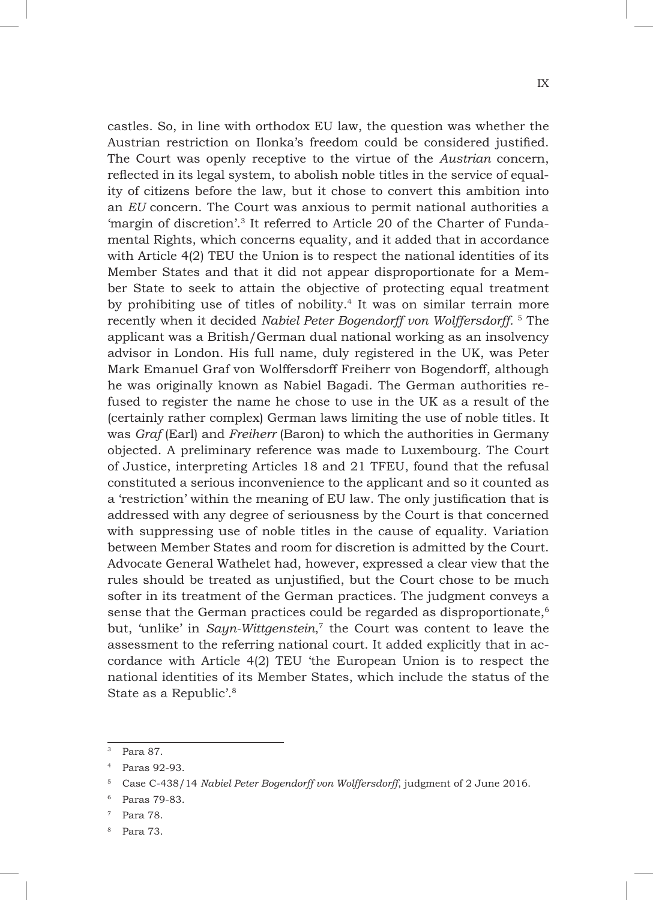castles. So, in line with orthodox EU law, the question was whether the Austrian restriction on Ilonka's freedom could be considered justified. The Court was openly receptive to the virtue of the *Austrian* concern, reflected in its legal system, to abolish noble titles in the service of equality of citizens before the law, but it chose to convert this ambition into an *EU* concern. The Court was anxious to permit national authorities a 'margin of discretion'.[3] It referred to Article 20 of the Charter of Fundamental Rights, which concerns equality, and it added that in accordance with Article 4(2) TEU the Union is to respect the national identities of its Member States and that it did not appear disproportionate for a Member State to seek to attain the objective of protecting equal treatment by prohibiting use of titles of nobility.[4] It was on similar terrain more recently when it decided *Nabiel Peter Bogendorff von Wolffersdorff.* [5] The applicant was a British/German dual national working as an insolvency advisor in London. His full name, duly registered in the UK, was Peter Mark Emanuel Graf von Wolffersdorff Freiherr von Bogendorff, although he was originally known as Nabiel Bagadi. The German authorities refused to register the name he chose to use in the UK as a result of the (certainly rather complex) German laws limiting the use of noble titles. It was *Graf* (Earl) and *Freiherr* (Baron) to which the authorities in Germany objected. A preliminary reference was made to Luxembourg. The Court of Justice, interpreting Articles 18 and 21 TFEU, found that the refusal constituted a serious inconvenience to the applicant and so it counted as a 'restriction' within the meaning of EU law. The only justification that is addressed with any degree of seriousness by the Court is that concerned with suppressing use of noble titles in the cause of equality. Variation between Member States and room for discretion is admitted by the Court. Advocate General Wathelet had, however, expressed a clear view that the rules should be treated as unjustified, but the Court chose to be much softer in its treatment of the German practices. The judgment conveys a sense that the German practices could be regarded as disproportionate,[6] but, 'unlike' in *Sayn-Wittgenstein*,[7] the Court was content to leave the assessment to the referring national court. It added explicitly that in accordance with Article 4(2) TEU 'the European Union is to respect the national identities of its Member States, which include the status of the State as a Republic'.[8]

---

[3] Para 87.

[4] Paras 92-93.

[5] Case C-438/14 *Nabiel Peter Bogendorff von Wolffersdorff*, judgment of 2 June 2016.

[6] Paras 79-83.

[7] Para 78.

[8] Para 73.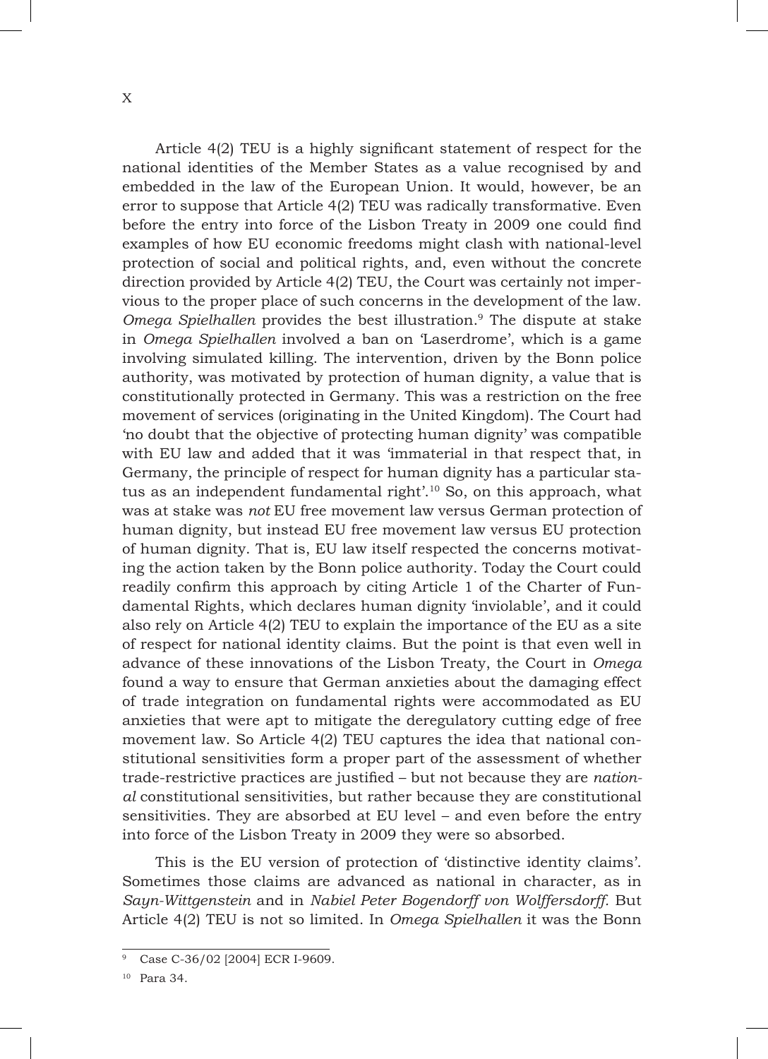Article 4(2) TEU is a highly significant statement of respect for the national identities of the Member States as a value recognised by and embedded in the law of the European Union. It would, however, be an error to suppose that Article 4(2) TEU was radically transformative. Even before the entry into force of the Lisbon Treaty in 2009 one could find examples of how EU economic freedoms might clash with national-level protection of social and political rights, and, even without the concrete direction provided by Article 4(2) TEU, the Court was certainly not impervious to the proper place of such concerns in the development of the law. *Omega Spielhallen* provides the best illustration.[9] The dispute at stake in *Omega Spielhallen* involved a ban on 'Laserdrome', which is a game involving simulated killing. The intervention, driven by the Bonn police authority, was motivated by protection of human dignity, a value that is constitutionally protected in Germany. This was a restriction on the free movement of services (originating in the United Kingdom). The Court had 'no doubt that the objective of protecting human dignity' was compatible with EU law and added that it was 'immaterial in that respect that, in Germany, the principle of respect for human dignity has a particular status as an independent fundamental right'.[10] So, on this approach, what was at stake was *not* EU free movement law versus German protection of human dignity, but instead EU free movement law versus EU protection of human dignity. That is, EU law itself respected the concerns motivating the action taken by the Bonn police authority. Today the Court could readily confirm this approach by citing Article 1 of the Charter of Fundamental Rights, which declares human dignity 'inviolable', and it could also rely on Article 4(2) TEU to explain the importance of the EU as a site of respect for national identity claims. But the point is that even well in advance of these innovations of the Lisbon Treaty, the Court in *Omega* found a way to ensure that German anxieties about the damaging effect of trade integration on fundamental rights were accommodated as EU anxieties that were apt to mitigate the deregulatory cutting edge of free movement law. So Article 4(2) TEU captures the idea that national constitutional sensitivities form a proper part of the assessment of whether trade-restrictive practices are justified – but not because they are *national* constitutional sensitivities, but rather because they are constitutional sensitivities. They are absorbed at EU level – and even before the entry into force of the Lisbon Treaty in 2009 they were so absorbed.

This is the EU version of protection of 'distinctive identity claims'. Sometimes those claims are advanced as national in character, as in *Sayn-Wittgenstein* and in *Nabiel Peter Bogendorff von Wolffersdorff*. But Article 4(2) TEU is not so limited. In *Omega Spielhallen* it was the Bonn

---

[9] Case C-36/02 [2004] ECR I-9609.

[10] Para 34.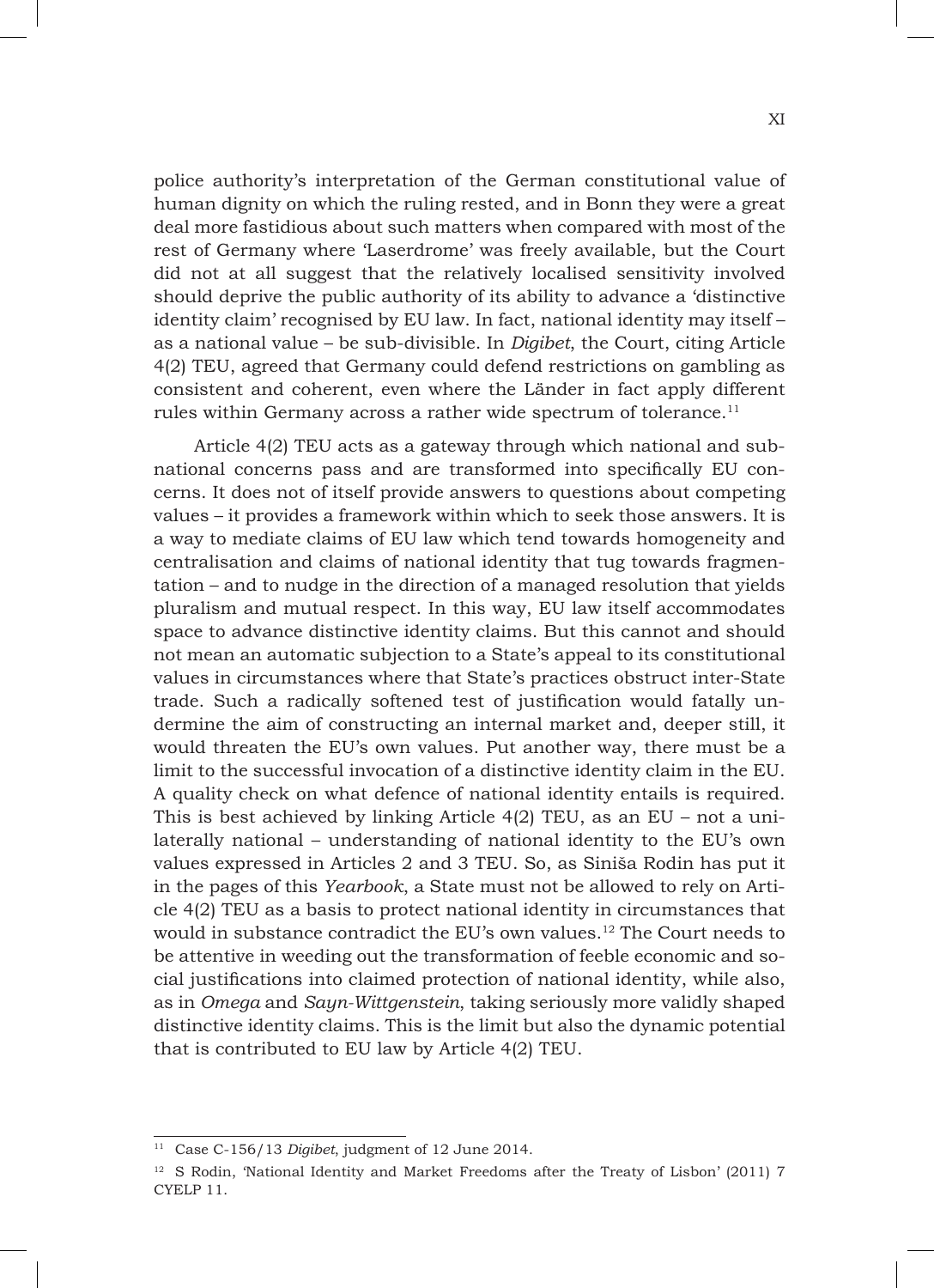police authority's interpretation of the German constitutional value of human dignity on which the ruling rested, and in Bonn they were a great deal more fastidious about such matters when compared with most of the rest of Germany where 'Laserdrome' was freely available, but the Court did not at all suggest that the relatively localised sensitivity involved should deprive the public authority of its ability to advance a 'distinctive identity claim' recognised by EU law. In fact, national identity may itself – as a national value – be sub-divisible. In *Digibet*, the Court, citing Article 4(2) TEU, agreed that Germany could defend restrictions on gambling as consistent and coherent, even where the Länder in fact apply different rules within Germany across a rather wide spectrum of tolerance.[11]

Article 4(2) TEU acts as a gateway through which national and sub-national concerns pass and are transformed into specifically EU concerns. It does not of itself provide answers to questions about competing values – it provides a framework within which to seek those answers. It is a way to mediate claims of EU law which tend towards homogeneity and centralisation and claims of national identity that tug towards fragmentation – and to nudge in the direction of a managed resolution that yields pluralism and mutual respect. In this way, EU law itself accommodates space to advance distinctive identity claims. But this cannot and should not mean an automatic subjection to a State's appeal to its constitutional values in circumstances where that State's practices obstruct inter-State trade. Such a radically softened test of justification would fatally undermine the aim of constructing an internal market and, deeper still, it would threaten the EU's own values. Put another way, there must be a limit to the successful invocation of a distinctive identity claim in the EU. A quality check on what defence of national identity entails is required. This is best achieved by linking Article 4(2) TEU, as an EU – not a unilaterally national – understanding of national identity to the EU's own values expressed in Articles 2 and 3 TEU. So, as Siniša Rodin has put it in the pages of this *Yearbook*, a State must not be allowed to rely on Article 4(2) TEU as a basis to protect national identity in circumstances that would in substance contradict the EU's own values.[12] The Court needs to be attentive in weeding out the transformation of feeble economic and social justifications into claimed protection of national identity, while also, as in *Omega* and *Sayn-Wittgenstein*, taking seriously more validly shaped distinctive identity claims. This is the limit but also the dynamic potential that is contributed to EU law by Article 4(2) TEU.

---

[11] Case C-156/13 *Digibet*, judgment of 12 June 2014.

[12] S Rodin, 'National Identity and Market Freedoms after the Treaty of Lisbon' (2011) 7 CYELP 11.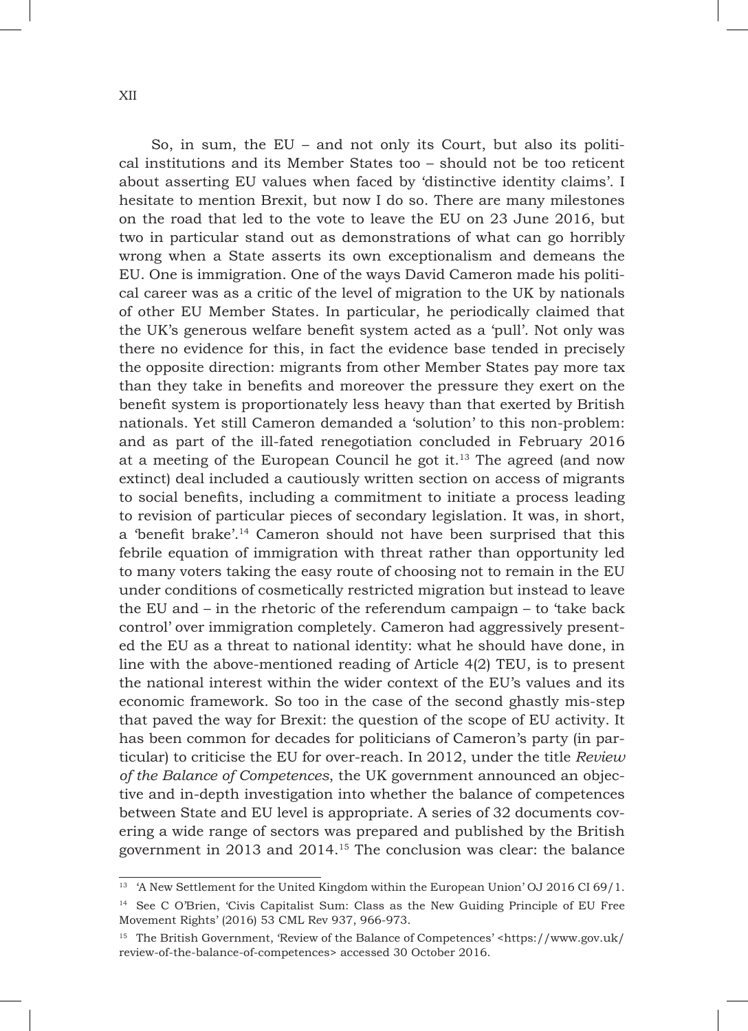So, in sum, the EU – and not only its Court, but also its political institutions and its Member States too – should not be too reticent about asserting EU values when faced by 'distinctive identity claims'. I hesitate to mention Brexit, but now I do so. There are many milestones on the road that led to the vote to leave the EU on 23 June 2016, but two in particular stand out as demonstrations of what can go horribly wrong when a State asserts its own exceptionalism and demeans the EU. One is immigration. One of the ways David Cameron made his political career was as a critic of the level of migration to the UK by nationals of other EU Member States. In particular, he periodically claimed that the UK's generous welfare benefit system acted as a 'pull'. Not only was there no evidence for this, in fact the evidence base tended in precisely the opposite direction: migrants from other Member States pay more tax than they take in benefits and moreover the pressure they exert on the benefit system is proportionately less heavy than that exerted by British nationals. Yet still Cameron demanded a 'solution' to this non-problem: and as part of the ill-fated renegotiation concluded in February 2016 at a meeting of the European Council he got it.[13] The agreed (and now extinct) deal included a cautiously written section on access of migrants to social benefits, including a commitment to initiate a process leading to revision of particular pieces of secondary legislation. It was, in short, a 'benefit brake'.[14] Cameron should not have been surprised that this febrile equation of immigration with threat rather than opportunity led to many voters taking the easy route of choosing not to remain in the EU under conditions of cosmetically restricted migration but instead to leave the EU and – in the rhetoric of the referendum campaign – to 'take back control' over immigration completely. Cameron had aggressively presented the EU as a threat to national identity: what he should have done, in line with the above-mentioned reading of Article 4(2) TEU, is to present the national interest within the wider context of the EU's values and its economic framework. So too in the case of the second ghastly mis-step that paved the way for Brexit: the question of the scope of EU activity. It has been common for decades for politicians of Cameron's party (in particular) to criticise the EU for over-reach. In 2012, under the title *Review of the Balance of Competences*, the UK government announced an objective and in-depth investigation into whether the balance of competences between State and EU level is appropriate. A series of 32 documents covering a wide range of sectors was prepared and published by the British government in 2013 and 2014.[15] The conclusion was clear: the balance

---

[13] 'A New Settlement for the United Kingdom within the European Union' OJ 2016 CI 69/1.

[14] See C O'Brien, 'Civis Capitalist Sum: Class as the New Guiding Principle of EU Free Movement Rights' (2016) 53 CML Rev 937, 966-973.

[15] The British Government, 'Review of the Balance of Competences' <https://www.gov.uk/review-of-the-balance-of-competences> accessed 30 October 2016.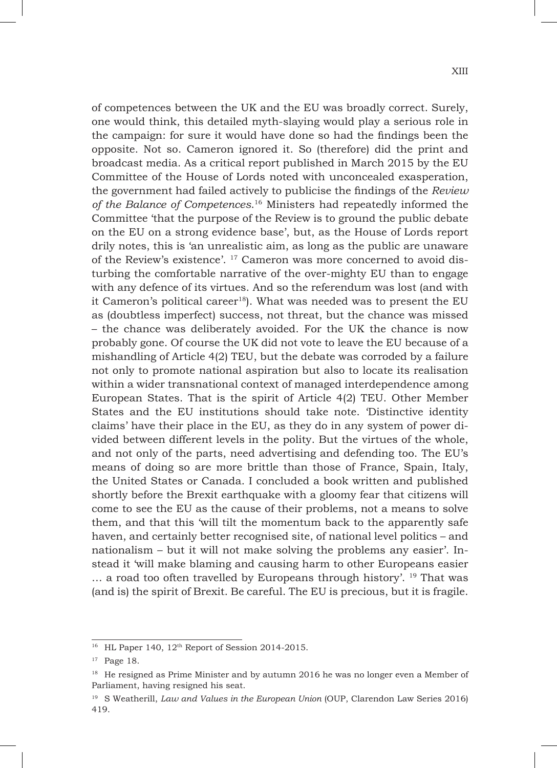of competences between the UK and the EU was broadly correct. Surely, one would think, this detailed myth-slaying would play a serious role in the campaign: for sure it would have done so had the findings been the opposite. Not so. Cameron ignored it. So (therefore) did the print and broadcast media. As a critical report published in March 2015 by the EU Committee of the House of Lords noted with unconcealed exasperation, the government had failed actively to publicise the findings of the *Review of the Balance of Competences*.[16] Ministers had repeatedly informed the Committee 'that the purpose of the Review is to ground the public debate on the EU on a strong evidence base', but, as the House of Lords report drily notes, this is 'an unrealistic aim, as long as the public are unaware of the Review's existence'. [17] Cameron was more concerned to avoid disturbing the comfortable narrative of the over-mighty EU than to engage with any defence of its virtues. And so the referendum was lost (and with it Cameron's political career[18]). What was needed was to present the EU as (doubtless imperfect) success, not threat, but the chance was missed – the chance was deliberately avoided. For the UK the chance is now probably gone. Of course the UK did not vote to leave the EU because of a mishandling of Article 4(2) TEU, but the debate was corroded by a failure not only to promote national aspiration but also to locate its realisation within a wider transnational context of managed interdependence among European States. That is the spirit of Article 4(2) TEU. Other Member States and the EU institutions should take note. 'Distinctive identity claims' have their place in the EU, as they do in any system of power divided between different levels in the polity. But the virtues of the whole, and not only of the parts, need advertising and defending too. The EU's means of doing so are more brittle than those of France, Spain, Italy, the United States or Canada. I concluded a book written and published shortly before the Brexit earthquake with a gloomy fear that citizens will come to see the EU as the cause of their problems, not a means to solve them, and that this 'will tilt the momentum back to the apparently safe haven, and certainly better recognised site, of national level politics – and nationalism – but it will not make solving the problems any easier'. Instead it 'will make blaming and causing harm to other Europeans easier … a road too often travelled by Europeans through history'. [19] That was (and is) the spirit of Brexit. Be careful. The EU is precious, but it is fragile.

---

[16] HL Paper 140, 12th Report of Session 2014-2015.

[17] Page 18.

[18] He resigned as Prime Minister and by autumn 2016 he was no longer even a Member of Parliament, having resigned his seat.

[19] S Weatherill, *Law and Values in the European Union* (OUP, Clarendon Law Series 2016) 419.